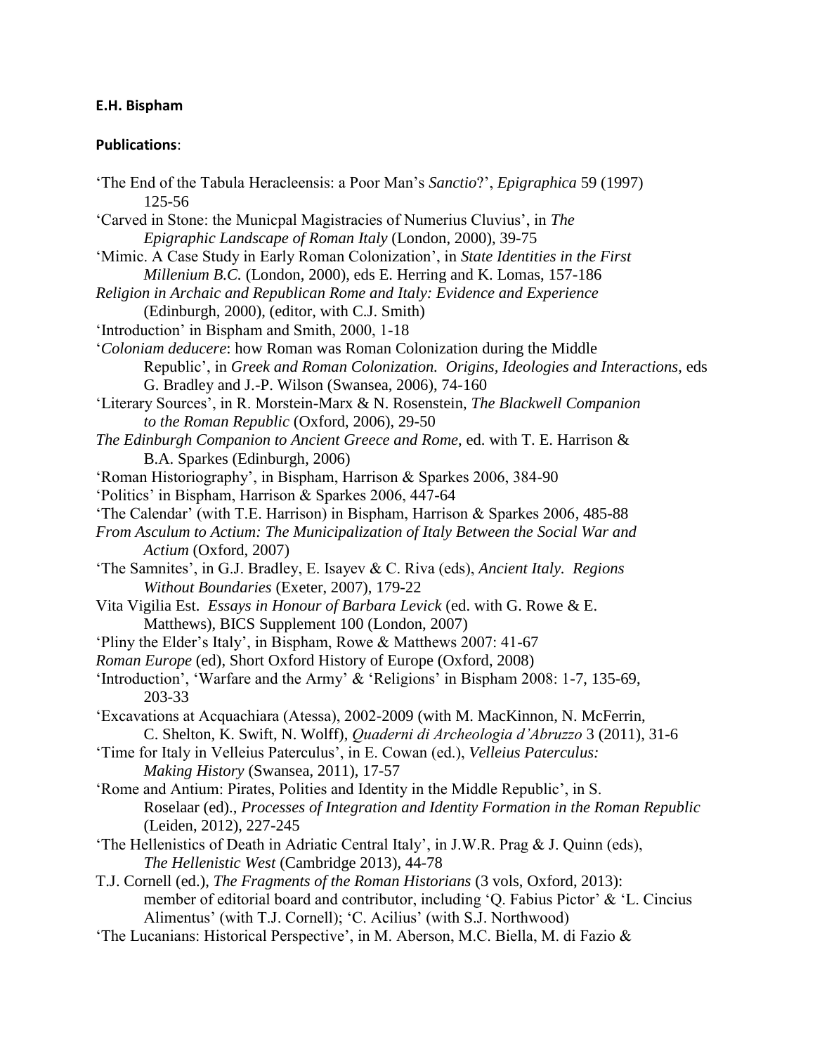**E.H. Bispham**

**Publications**:

'The End of the Tabula Heracleensis: a Poor Man's *Sanctio*?', *Epigraphica* 59 (1997) 125-56

'Carved in Stone: the Municpal Magistracies of Numerius Cluvius', in *The Epigraphic Landscape of Roman Italy* (London, 2000), 39-75

'Mimic. A Case Study in Early Roman Colonization', in *State Identities in the First Millenium B.C.* (London, 2000), eds E. Herring and K. Lomas, 157-186

*Religion in Archaic and Republican Rome and Italy: Evidence and Experience* (Edinburgh, 2000), (editor, with C.J. Smith)

'Introduction' in Bispham and Smith, 2000, 1-18

'*Coloniam deducere*: how Roman was Roman Colonization during the Middle Republic', in *Greek and Roman Colonization. Origins, Ideologies and Interactions*, eds G. Bradley and J.-P. Wilson (Swansea, 2006), 74-160

'Literary Sources', in R. Morstein-Marx & N. Rosenstein, *The Blackwell Companion to the Roman Republic* (Oxford, 2006), 29-50

*The Edinburgh Companion to Ancient Greece and Rome*, ed. with T. E. Harrison & B.A. Sparkes (Edinburgh, 2006)

'Roman Historiography', in Bispham, Harrison & Sparkes 2006, 384-90

'Politics' in Bispham, Harrison & Sparkes 2006, 447-64

'The Calendar' (with T.E. Harrison) in Bispham, Harrison & Sparkes 2006, 485-88

*From Asculum to Actium: The Municipalization of Italy Between the Social War and Actium* (Oxford, 2007)

'The Samnites', in G.J. Bradley, E. Isayev & C. Riva (eds), *Ancient Italy. Regions Without Boundaries* (Exeter, 2007), 179-22

Vita Vigilia Est. *Essays in Honour of Barbara Levick* (ed. with G. Rowe & E. Matthews), BICS Supplement 100 (London, 2007)

'Pliny the Elder's Italy', in Bispham, Rowe & Matthews 2007: 41-67

*Roman Europe* (ed), Short Oxford History of Europe (Oxford, 2008)

'Introduction', 'Warfare and the Army' & 'Religions' in Bispham 2008: 1-7, 135-69, 203-33

'Excavations at Acquachiara (Atessa), 2002-2009 (with M. MacKinnon, N. McFerrin, C. Shelton, K. Swift, N. Wolff), *Quaderni di Archeologia d'Abruzzo* 3 (2011), 31-6

'Time for Italy in Velleius Paterculus', in E. Cowan (ed.), *Velleius Paterculus: Making History* (Swansea, 2011), 17-57

'Rome and Antium: Pirates, Polities and Identity in the Middle Republic', in S. Roselaar (ed)., *Processes of Integration and Identity Formation in the Roman Republic* (Leiden, 2012), 227-245

'The Hellenistics of Death in Adriatic Central Italy', in J.W.R. Prag & J. Quinn (eds), *The Hellenistic West* (Cambridge 2013), 44-78

T.J. Cornell (ed.), *The Fragments of the Roman Historians* (3 vols, Oxford, 2013): member of editorial board and contributor, including 'Q. Fabius Pictor' & 'L. Cincius Alimentus' (with T.J. Cornell); 'C. Acilius' (with S.J. Northwood)

'The Lucanians: Historical Perspective', in M. Aberson, M.C. Biella, M. di Fazio &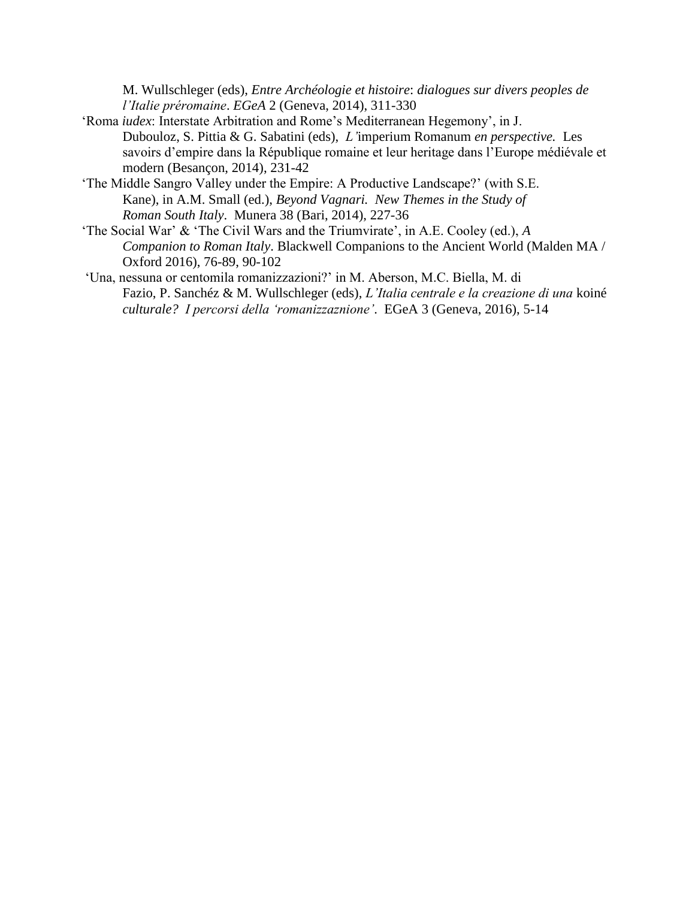M. Wullschleger (eds), *Entre Archéologie et histoire*: *dialogues sur divers peoples de l'Italie préromaine*. *EGeA* 2 (Geneva, 2014), 311-330

'Roma *iudex*: Interstate Arbitration and Rome's Mediterranean Hegemony', in J. Dubouloz, S. Pittia & G. Sabatini (eds), *L'*imperium Romanum *en perspective.* Les savoirs d'empire dans la République romaine et leur heritage dans l'Europe médiévale et modern (Besançon, 2014), 231-42

'The Middle Sangro Valley under the Empire: A Productive Landscape?' (with S.E. Kane), in A.M. Small (ed.), *Beyond Vagnari. New Themes in the Study of Roman South Italy*. Munera 38 (Bari, 2014), 227-36

'The Social War' & 'The Civil Wars and the Triumvirate', in A.E. Cooley (ed.), *A Companion to Roman Italy*. Blackwell Companions to the Ancient World (Malden MA / Oxford 2016), 76-89, 90-102

'Una, nessuna or centomila romanizzazioni?' in M. Aberson, M.C. Biella, M. di Fazio, P. Sanchéz & M. Wullschleger (eds), *L'Italia centrale e la creazione di una* koiné *culturale? I percorsi della 'romanizzaznione'*. EGeA 3 (Geneva, 2016), 5-14